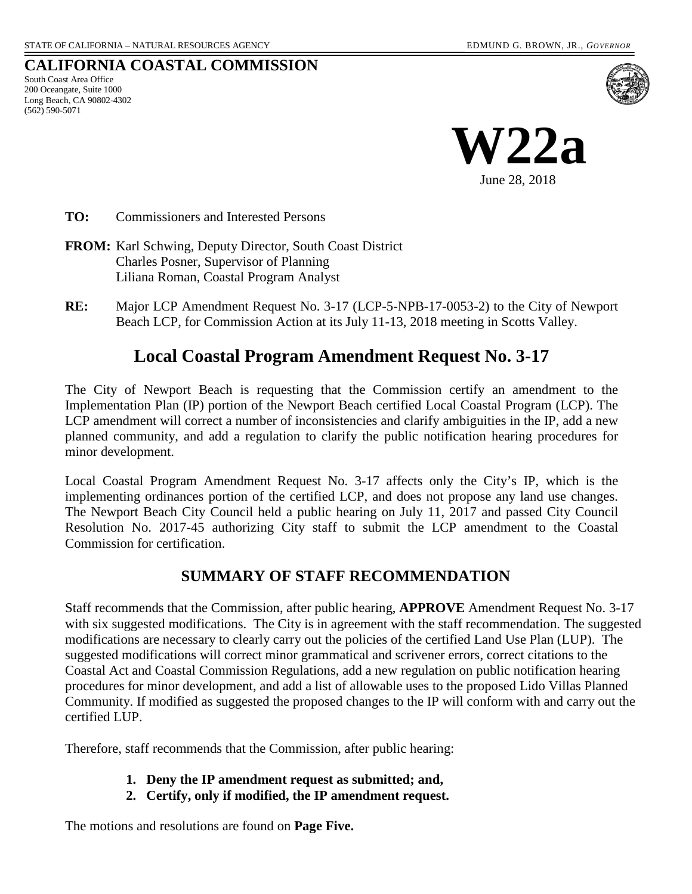STATE OF CALIFORNIA – NATURAL RESOURCES AGENCY EDMUND G. BROWN, JR., *GOVERNOR*

**CALIFORNIA COASTAL COMMISSION**
South Coast Area Office
200 Oceangate, Suite 1000
Long Beach, CA 90802-4302
(562) 590-5071

# W22a

June 28, 2018

**TO:** Commissioners and Interested Persons

**FROM:** Karl Schwing, Deputy Director, South Coast District
Charles Posner, Supervisor of Planning
Liliana Roman, Coastal Program Analyst

**RE:** Major LCP Amendment Request No. 3-17 (LCP-5-NPB-17-0053-2) to the City of Newport Beach LCP, for Commission Action at its July 11-13, 2018 meeting in Scotts Valley.

## Local Coastal Program Amendment Request No. 3-17

The City of Newport Beach is requesting that the Commission certify an amendment to the Implementation Plan (IP) portion of the Newport Beach certified Local Coastal Program (LCP). The LCP amendment will correct a number of inconsistencies and clarify ambiguities in the IP, add a new planned community, and add a regulation to clarify the public notification hearing procedures for minor development.

Local Coastal Program Amendment Request No. 3-17 affects only the City's IP, which is the implementing ordinances portion of the certified LCP, and does not propose any land use changes. The Newport Beach City Council held a public hearing on July 11, 2017 and passed City Council Resolution No. 2017-45 authorizing City staff to submit the LCP amendment to the Coastal Commission for certification.

## SUMMARY OF STAFF RECOMMENDATION

Staff recommends that the Commission, after public hearing, **APPROVE** Amendment Request No. 3-17 with six suggested modifications. The City is in agreement with the staff recommendation. The suggested modifications are necessary to clearly carry out the policies of the certified Land Use Plan (LUP). The suggested modifications will correct minor grammatical and scrivener errors, correct citations to the Coastal Act and Coastal Commission Regulations, add a new regulation on public notification hearing procedures for minor development, and add a list of allowable uses to the proposed Lido Villas Planned Community. If modified as suggested the proposed changes to the IP will conform with and carry out the certified LUP.

Therefore, staff recommends that the Commission, after public hearing:

1. **Deny the IP amendment request as submitted; and,**
2. **Certify, only if modified, the IP amendment request.**

The motions and resolutions are found on **Page Five.**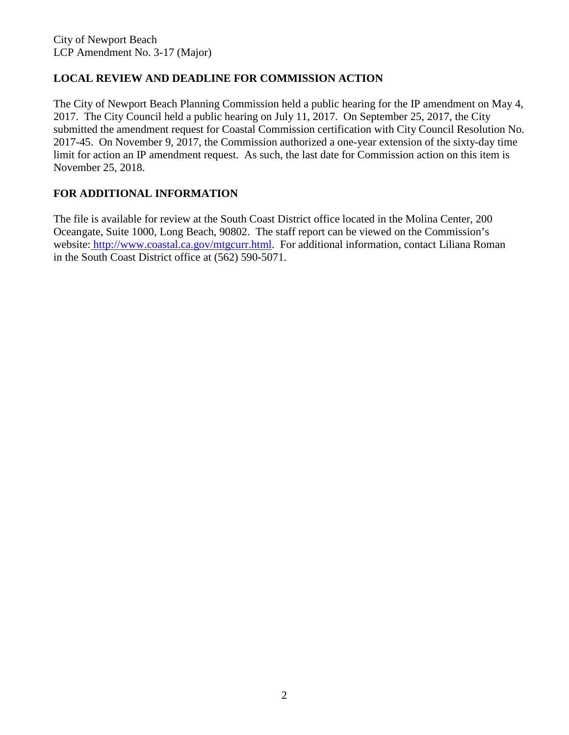## LOCAL REVIEW AND DEADLINE FOR COMMISSION ACTION

The City of Newport Beach Planning Commission held a public hearing for the IP amendment on May 4, 2017. The City Council held a public hearing on July 11, 2017. On September 25, 2017, the City submitted the amendment request for Coastal Commission certification with City Council Resolution No. 2017-45. On November 9, 2017, the Commission authorized a one-year extension of the sixty-day time limit for action an IP amendment request. As such, the last date for Commission action on this item is November 25, 2018.

## FOR ADDITIONAL INFORMATION

The file is available for review at the South Coast District office located in the Molina Center, 200 Oceangate, Suite 1000, Long Beach, 90802. The staff report can be viewed on the Commission's website: http://www.coastal.ca.gov/mtgcurr.html. For additional information, contact Liliana Roman in the South Coast District office at (562) 590-5071.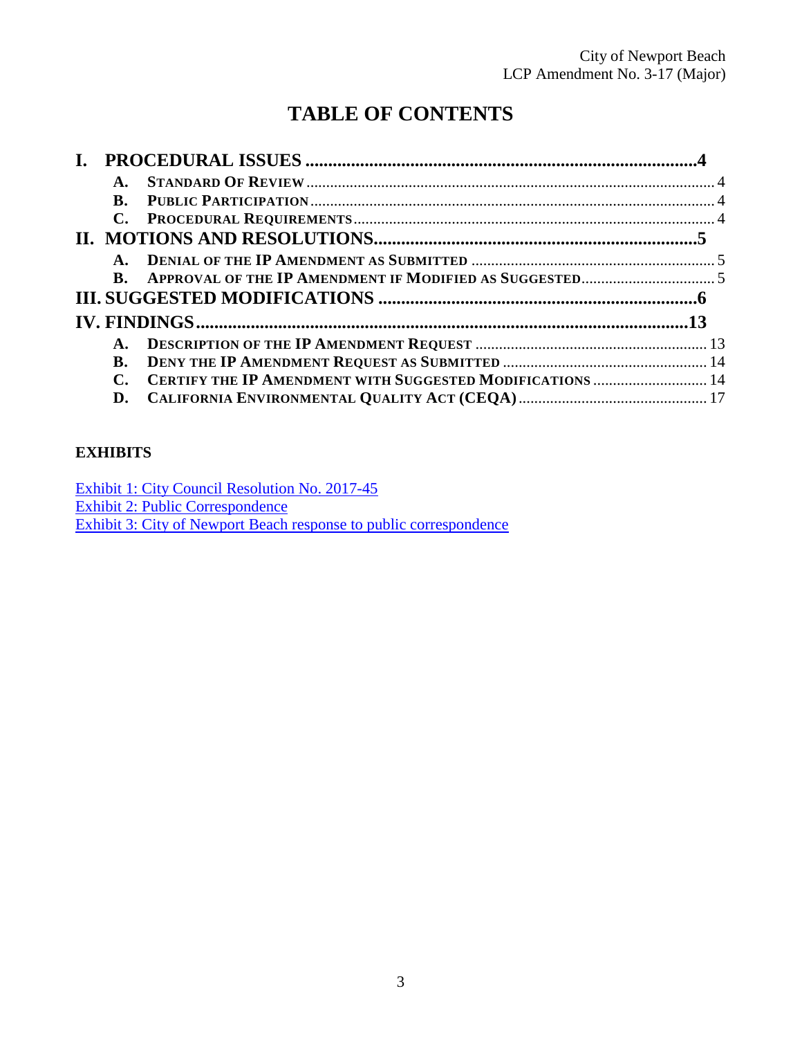# TABLE OF CONTENTS

**I. PROCEDURAL ISSUES ....................................................................................4**

- **A. STANDARD OF REVIEW** ........................................................................................ 4
- **B. PUBLIC PARTICIPATION** ...................................................................................... 4
- **C. PROCEDURAL REQUIREMENTS** ............................................................................ 4

**II. MOTIONS AND RESOLUTIONS......................................................................5**

- **A. DENIAL OF THE IP AMENDMENT AS SUBMITTED** .............................................. 5
- **B. APPROVAL OF THE IP AMENDMENT IF MODIFIED AS SUGGESTED** ..................... 5

**III. SUGGESTED MODIFICATIONS ......................................................................6**

**IV. FINDINGS...........................................................................................................13**

- **A. DESCRIPTION OF THE IP AMENDMENT REQUEST** ............................................ 13
- **B. DENY THE IP AMENDMENT REQUEST AS SUBMITTED** ...................................... 14
- **C. CERTIFY THE IP AMENDMENT WITH SUGGESTED MODIFICATIONS** .................. 14
- **D. CALIFORNIA ENVIRONMENTAL QUALITY ACT (CEQA)** ..................................... 17

**EXHIBITS**

Exhibit 1: City Council Resolution No. 2017-45
Exhibit 2: Public Correspondence
Exhibit 3: City of Newport Beach response to public correspondence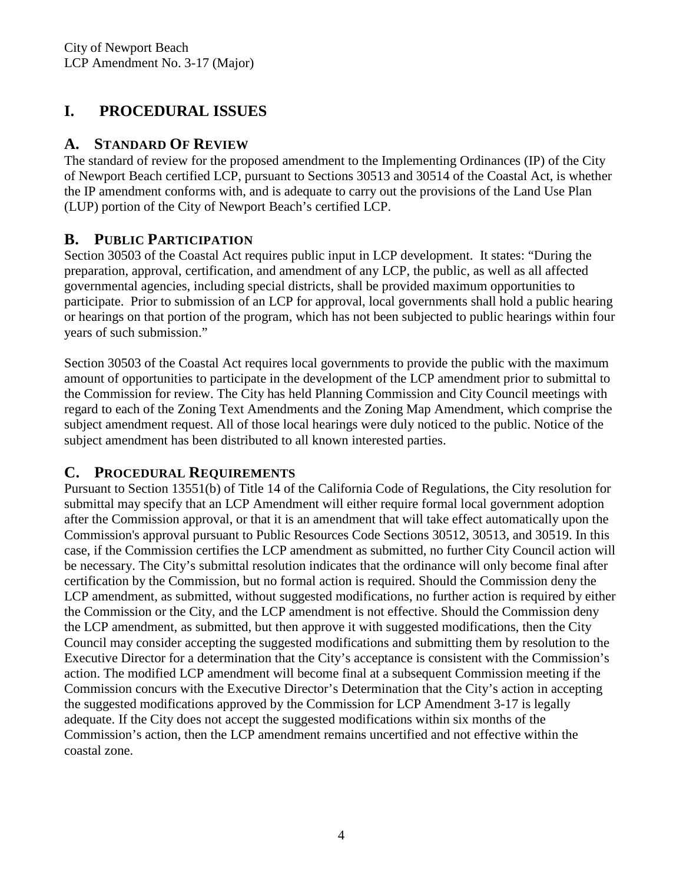# I. PROCEDURAL ISSUES

## A. STANDARD OF REVIEW

The standard of review for the proposed amendment to the Implementing Ordinances (IP) of the City of Newport Beach certified LCP, pursuant to Sections 30513 and 30514 of the Coastal Act, is whether the IP amendment conforms with, and is adequate to carry out the provisions of the Land Use Plan (LUP) portion of the City of Newport Beach's certified LCP.

## B. PUBLIC PARTICIPATION

Section 30503 of the Coastal Act requires public input in LCP development. It states: "During the preparation, approval, certification, and amendment of any LCP, the public, as well as all affected governmental agencies, including special districts, shall be provided maximum opportunities to participate. Prior to submission of an LCP for approval, local governments shall hold a public hearing or hearings on that portion of the program, which has not been subjected to public hearings within four years of such submission."

Section 30503 of the Coastal Act requires local governments to provide the public with the maximum amount of opportunities to participate in the development of the LCP amendment prior to submittal to the Commission for review. The City has held Planning Commission and City Council meetings with regard to each of the Zoning Text Amendments and the Zoning Map Amendment, which comprise the subject amendment request. All of those local hearings were duly noticed to the public. Notice of the subject amendment has been distributed to all known interested parties.

## C. PROCEDURAL REQUIREMENTS

Pursuant to Section 13551(b) of Title 14 of the California Code of Regulations, the City resolution for submittal may specify that an LCP Amendment will either require formal local government adoption after the Commission approval, or that it is an amendment that will take effect automatically upon the Commission's approval pursuant to Public Resources Code Sections 30512, 30513, and 30519. In this case, if the Commission certifies the LCP amendment as submitted, no further City Council action will be necessary. The City's submittal resolution indicates that the ordinance will only become final after certification by the Commission, but no formal action is required. Should the Commission deny the LCP amendment, as submitted, without suggested modifications, no further action is required by either the Commission or the City, and the LCP amendment is not effective. Should the Commission deny the LCP amendment, as submitted, but then approve it with suggested modifications, then the City Council may consider accepting the suggested modifications and submitting them by resolution to the Executive Director for a determination that the City's acceptance is consistent with the Commission's action. The modified LCP amendment will become final at a subsequent Commission meeting if the Commission concurs with the Executive Director's Determination that the City's action in accepting the suggested modifications approved by the Commission for LCP Amendment 3-17 is legally adequate. If the City does not accept the suggested modifications within six months of the Commission's action, then the LCP amendment remains uncertified and not effective within the coastal zone.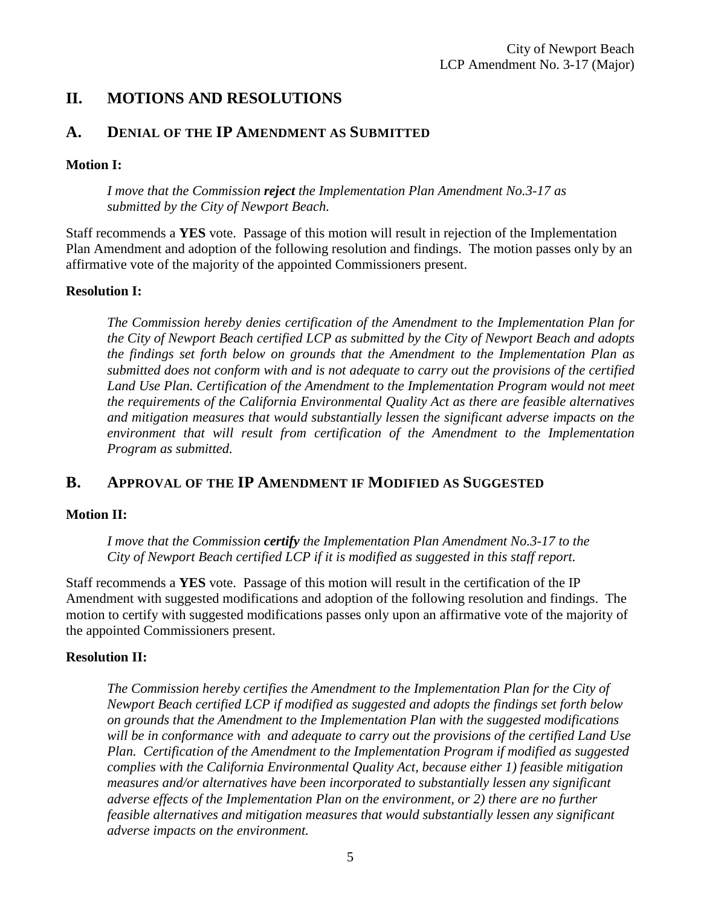## II. MOTIONS AND RESOLUTIONS

## A. DENIAL OF THE IP AMENDMENT AS SUBMITTED

**Motion I:**

*I move that the Commission **reject** the Implementation Plan Amendment No.3-17 as submitted by the City of Newport Beach.*

Staff recommends a **YES** vote. Passage of this motion will result in rejection of the Implementation Plan Amendment and adoption of the following resolution and findings. The motion passes only by an affirmative vote of the majority of the appointed Commissioners present.

**Resolution I:**

*The Commission hereby denies certification of the Amendment to the Implementation Plan for the City of Newport Beach certified LCP as submitted by the City of Newport Beach and adopts the findings set forth below on grounds that the Amendment to the Implementation Plan as submitted does not conform with and is not adequate to carry out the provisions of the certified Land Use Plan. Certification of the Amendment to the Implementation Program would not meet the requirements of the California Environmental Quality Act as there are feasible alternatives and mitigation measures that would substantially lessen the significant adverse impacts on the environment that will result from certification of the Amendment to the Implementation Program as submitted.*

## B. APPROVAL OF THE IP AMENDMENT IF MODIFIED AS SUGGESTED

**Motion II:**

*I move that the Commission **certify** the Implementation Plan Amendment No.3-17 to the City of Newport Beach certified LCP if it is modified as suggested in this staff report.*

Staff recommends a **YES** vote. Passage of this motion will result in the certification of the IP Amendment with suggested modifications and adoption of the following resolution and findings. The motion to certify with suggested modifications passes only upon an affirmative vote of the majority of the appointed Commissioners present.

**Resolution II:**

*The Commission hereby certifies the Amendment to the Implementation Plan for the City of Newport Beach certified LCP if modified as suggested and adopts the findings set forth below on grounds that the Amendment to the Implementation Plan with the suggested modifications will be in conformance with and adequate to carry out the provisions of the certified Land Use Plan. Certification of the Amendment to the Implementation Program if modified as suggested complies with the California Environmental Quality Act, because either 1) feasible mitigation measures and/or alternatives have been incorporated to substantially lessen any significant adverse effects of the Implementation Plan on the environment, or 2) there are no further feasible alternatives and mitigation measures that would substantially lessen any significant adverse impacts on the environment.*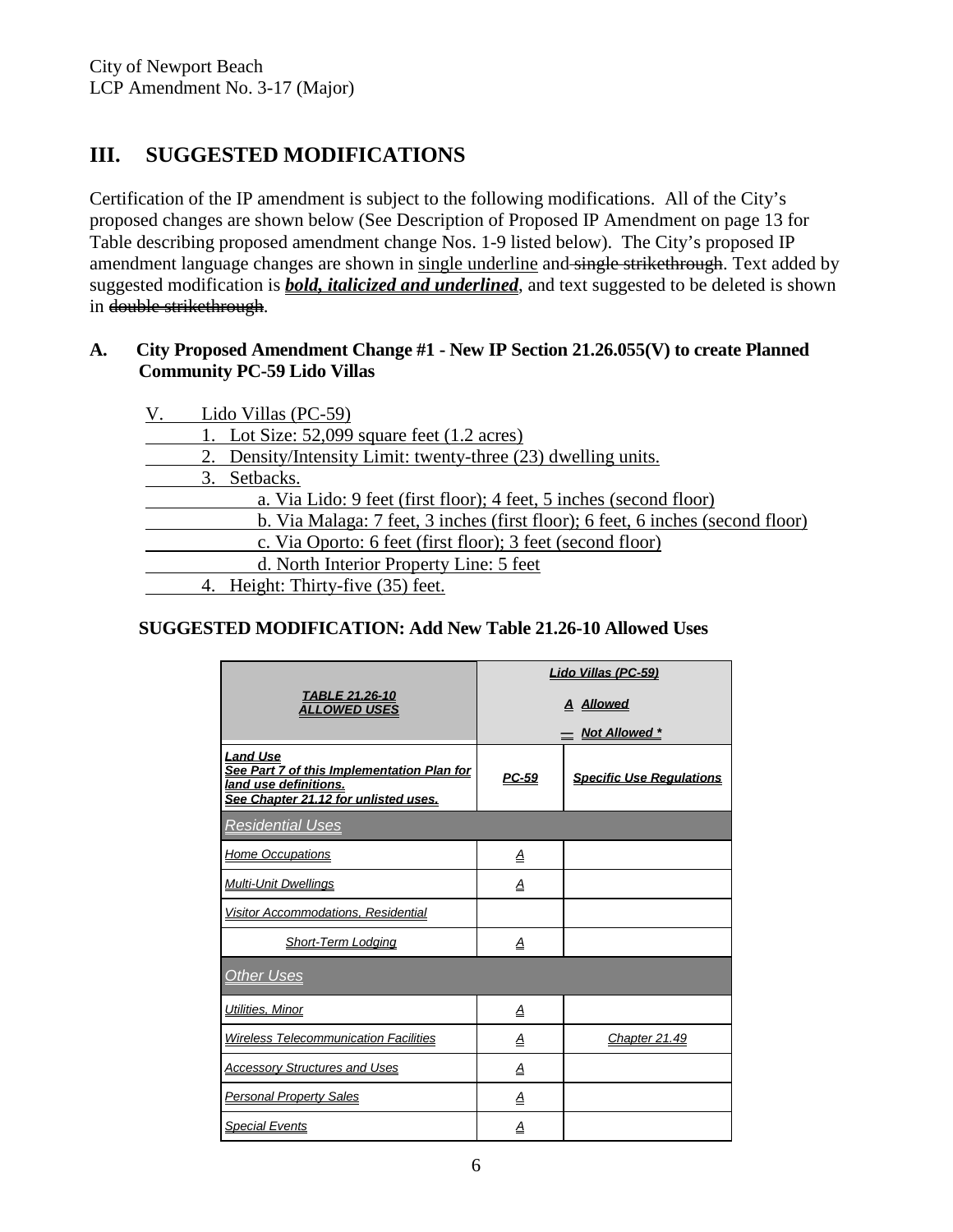# III. SUGGESTED MODIFICATIONS

Certification of the IP amendment is subject to the following modifications. All of the City's proposed changes are shown below (See Description of Proposed IP Amendment on page 13 for Table describing proposed amendment change Nos. 1-9 listed below). The City's proposed IP amendment language changes are shown in single underline and ~~single strikethrough~~. Text added by suggested modification is ***bold, italicized and underlined***, and text suggested to be deleted is shown in ~~double strikethrough~~.

### A. City Proposed Amendment Change #1 - New IP Section 21.26.055(V) to create Planned Community PC-59 Lido Villas

V. Lido Villas (PC-59)

1. Lot Size: 52,099 square feet (1.2 acres)
2. Density/Intensity Limit: twenty-three (23) dwelling units.
3. Setbacks.
   - a. Via Lido: 9 feet (first floor); 4 feet, 5 inches (second floor)
   - b. Via Malaga: 7 feet, 3 inches (first floor); 6 feet, 6 inches (second floor)
   - c. Via Oporto: 6 feet (first floor); 3 feet (second floor)
   - d. North Interior Property Line: 5 feet
4. Height: Thirty-five (35) feet.

### SUGGESTED MODIFICATION: Add New Table 21.26-10 Allowed Uses

| ***TABLE 21.26-10 ALLOWED USES*** | ***Lido Villas (PC-59)*** ***A Allowed*** ***— Not Allowed \**** | |
|---|---|---|
| ***Land Use*** ***See Part 7 of this Implementation Plan for land use definitions.*** ***See Chapter 21.12 for unlisted uses.*** | ***PC-59*** | ***Specific Use Regulations*** |
| ***Residential Uses*** | | |
| ***Home Occupations*** | ***A*** | |
| ***Multi-Unit Dwellings*** | ***A*** | |
| ***Visitor Accommodations, Residential*** | | |
| ***Short-Term Lodging*** | ***A*** | |
| ***Other Uses*** | | |
| ***Utilities, Minor*** | ***A*** | |
| ***Wireless Telecommunication Facilities*** | ***A*** | ***Chapter 21.49*** |
| ***Accessory Structures and Uses*** | ***A*** | |
| ***Personal Property Sales*** | ***A*** | |
| ***Special Events*** | ***A*** | |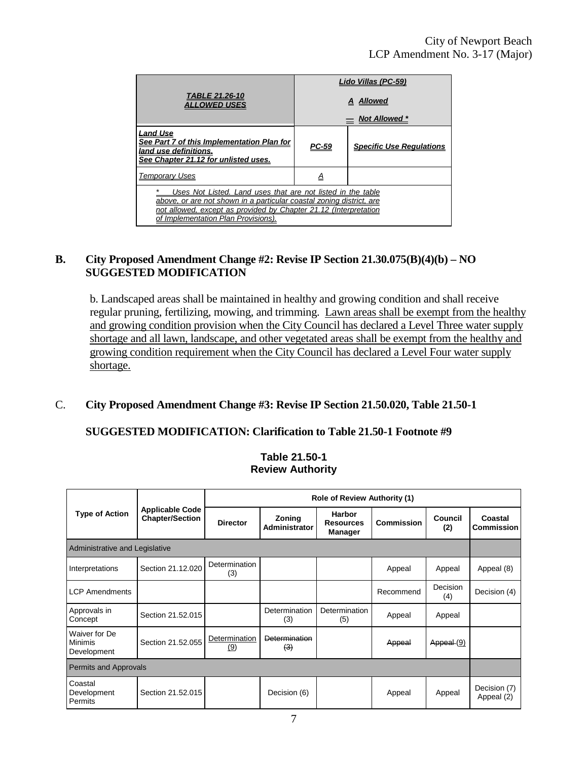| *TABLE 21.26-10 ALLOWED USES* | *Lido Villas (PC-59)*<br>*A Allowed*<br>*— Not Allowed \** | |
|---|---|---|
| ***Land Use***<br>***See Part 7 of this Implementation Plan for land use definitions.***<br>***See Chapter 21.12 for unlisted uses.*** | ***PC-59*** | ***Specific Use Regulations*** |
| *Temporary Uses* | *A* | |
| *\* Uses Not Listed. Land uses that are not listed in the table above, or are not shown in a particular coastal zoning district, are not allowed, except as provided by Chapter 21.12 (Interpretation of Implementation Plan Provisions).* | | |

## B. City Proposed Amendment Change #2: Revise IP Section 21.30.075(B)(4)(b) – NO SUGGESTED MODIFICATION

b. Landscaped areas shall be maintained in healthy and growing condition and shall receive regular pruning, fertilizing, mowing, and trimming. Lawn areas shall be exempt from the healthy and growing condition provision when the City Council has declared a Level Three water supply shortage and all lawn, landscape, and other vegetated areas shall be exempt from the healthy and growing condition requirement when the City Council has declared a Level Four water supply shortage.

## C. City Proposed Amendment Change #3: Revise IP Section 21.50.020, Table 21.50-1

### SUGGESTED MODIFICATION: Clarification to Table 21.50-1 Footnote #9

**Table 21.50-1**
**Review Authority**

| Type of Action | Applicable Code Chapter/Section | Role of Review Authority (1) | | | | | |
|---|---|---|---|---|---|---|---|
| | | Director | Zoning Administrator | Harbor Resources Manager | Commission | Council (2) | Coastal Commission |
| Administrative and Legislative | | | | | | | |
| Interpretations | Section 21.12.020 | Determination (3) | | | Appeal | Appeal | Appeal (8) |
| LCP Amendments | | | | | Recommend | Decision (4) | Decision (4) |
| Approvals in Concept | Section 21.52.015 | | Determination (3) | Determination (5) | Appeal | Appeal | |
| Waiver for De Minimis Development | Section 21.52.055 | Determination (9) | ~~Determination (3)~~ | | ~~Appeal~~ | ~~Appeal~~ (9) | |
| Permits and Approvals | | | | | | | |
| Coastal Development Permits | Section 21.52.015 | | Decision (6) | | Appeal | Appeal | Decision (7) Appeal (2) |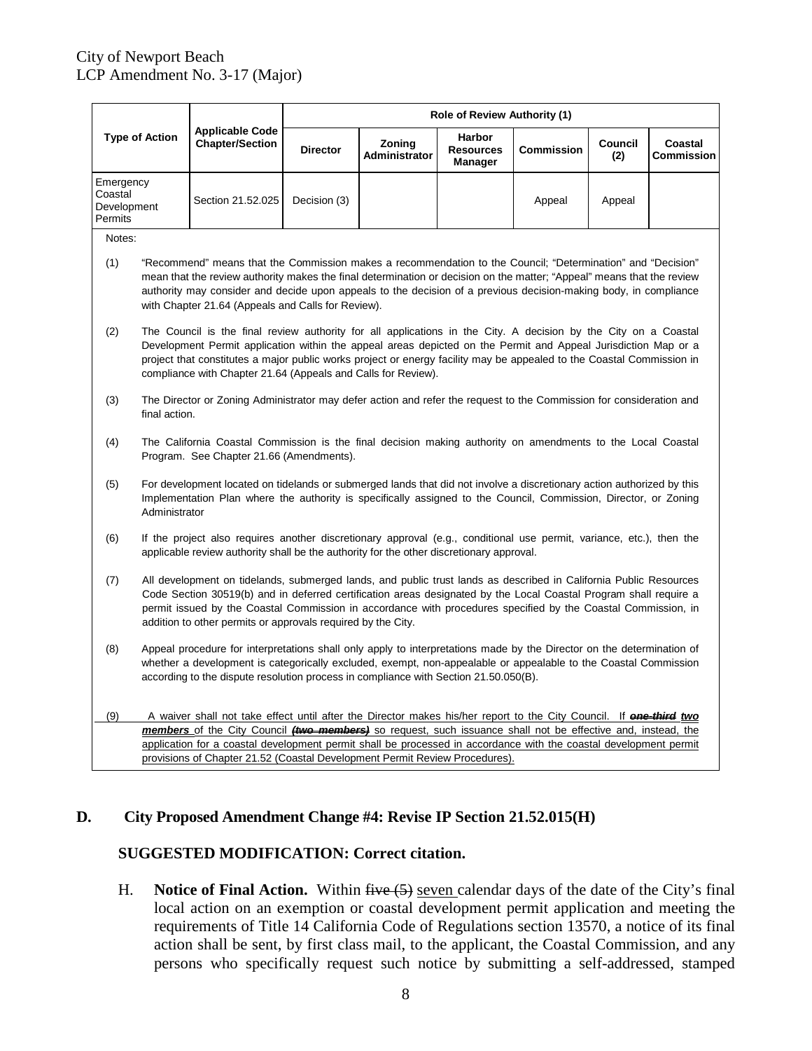| Type of Action | Applicable Code Chapter/Section | Role of Review Authority (1) | | | | | |
|---|---|---|---|---|---|---|---|
| | | Director | Zoning Administrator | Harbor Resources Manager | Commission | Council (2) | Coastal Commission |
| Emergency Coastal Development Permits | Section 21.52.025 | Decision (3) | | | Appeal | Appeal | |

Notes:

(1) "Recommend" means that the Commission makes a recommendation to the Council; "Determination" and "Decision" mean that the review authority makes the final determination or decision on the matter; "Appeal" means that the review authority may consider and decide upon appeals to the decision of a previous decision-making body, in compliance with Chapter 21.64 (Appeals and Calls for Review).

(2) The Council is the final review authority for all applications in the City. A decision by the City on a Coastal Development Permit application within the appeal areas depicted on the Permit and Appeal Jurisdiction Map or a project that constitutes a major public works project or energy facility may be appealed to the Coastal Commission in compliance with Chapter 21.64 (Appeals and Calls for Review).

(3) The Director or Zoning Administrator may defer action and refer the request to the Commission for consideration and final action.

(4) The California Coastal Commission is the final decision making authority on amendments to the Local Coastal Program. See Chapter 21.66 (Amendments).

(5) For development located on tidelands or submerged lands that did not involve a discretionary action authorized by this Implementation Plan where the authority is specifically assigned to the Council, Commission, Director, or Zoning Administrator

(6) If the project also requires another discretionary approval (e.g., conditional use permit, variance, etc.), then the applicable review authority shall be the authority for the other discretionary approval.

(7) All development on tidelands, submerged lands, and public trust lands as described in California Public Resources Code Section 30519(b) and in deferred certification areas designated by the Local Coastal Program shall require a permit issued by the Coastal Commission in accordance with procedures specified by the Coastal Commission, in addition to other permits or approvals required by the City.

(8) Appeal procedure for interpretations shall only apply to interpretations made by the Director on the determination of whether a development is categorically excluded, exempt, non-appealable or appealable to the Coastal Commission according to the dispute resolution process in compliance with Section 21.50.050(B).

(9) A waiver shall not take effect until after the Director makes his/her report to the City Council. If ~~***one-third***~~ ***two members*** of the City Council ~~***(two members)***~~ so request, such issuance shall not be effective and, instead, the application for a coastal development permit shall be processed in accordance with the coastal development permit provisions of Chapter 21.52 (Coastal Development Permit Review Procedures).

## D. City Proposed Amendment Change #4: Revise IP Section 21.52.015(H)

### SUGGESTED MODIFICATION: Correct citation.

H. **Notice of Final Action.** Within ~~five (5)~~ seven calendar days of the date of the City's final local action on an exemption or coastal development permit application and meeting the requirements of Title 14 California Code of Regulations section 13570, a notice of its final action shall be sent, by first class mail, to the applicant, the Coastal Commission, and any persons who specifically request such notice by submitting a self-addressed, stamped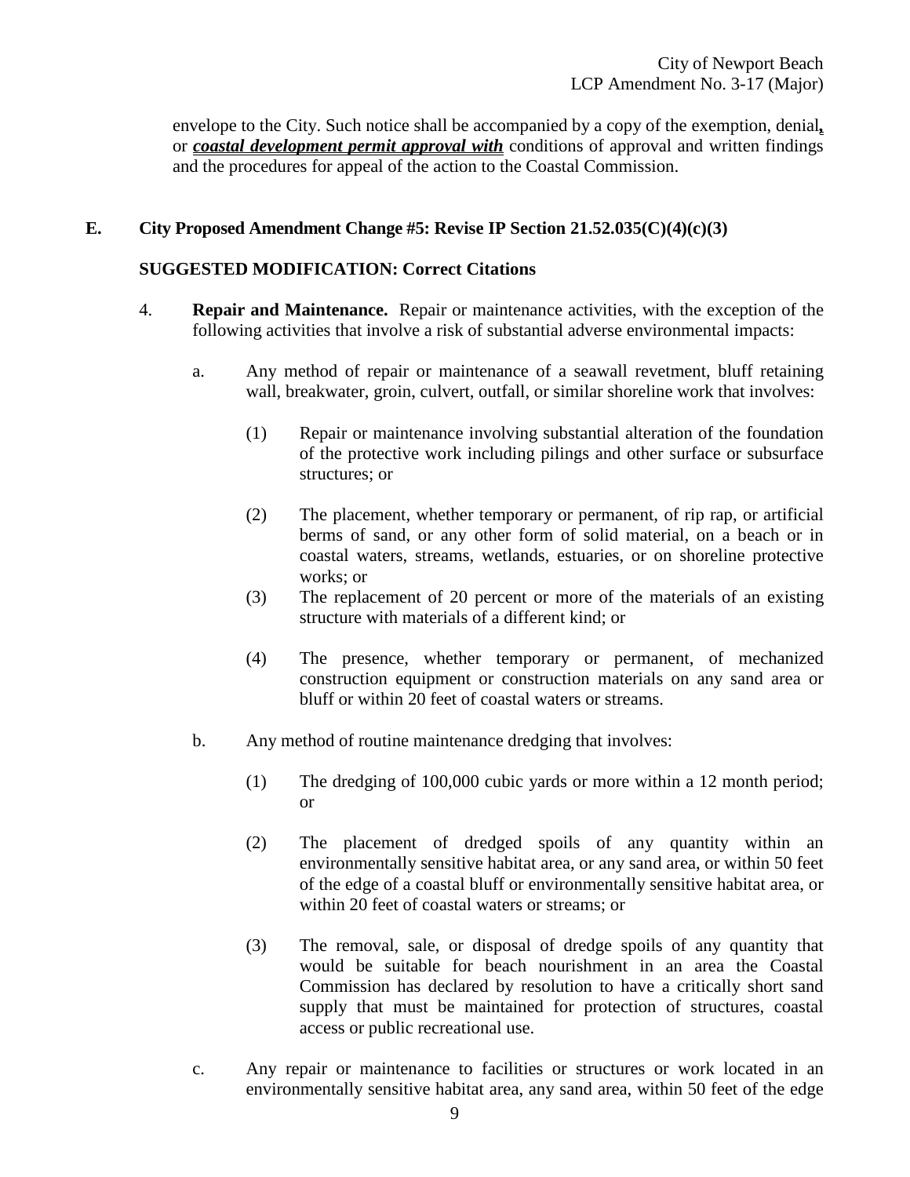envelope to the City. Such notice shall be accompanied by a copy of the exemption, denial**,** or ***coastal development permit approval with*** conditions of approval and written findings and the procedures for appeal of the action to the Coastal Commission.

## E. City Proposed Amendment Change #5: Revise IP Section 21.52.035(C)(4)(c)(3)

**SUGGESTED MODIFICATION: Correct Citations**

4. **Repair and Maintenance.** Repair or maintenance activities, with the exception of the following activities that involve a risk of substantial adverse environmental impacts:

   a. Any method of repair or maintenance of a seawall revetment, bluff retaining wall, breakwater, groin, culvert, outfall, or similar shoreline work that involves:

      (1) Repair or maintenance involving substantial alteration of the foundation of the protective work including pilings and other surface or subsurface structures; or

      (2) The placement, whether temporary or permanent, of rip rap, or artificial berms of sand, or any other form of solid material, on a beach or in coastal waters, streams, wetlands, estuaries, or on shoreline protective works; or

      (3) The replacement of 20 percent or more of the materials of an existing structure with materials of a different kind; or

      (4) The presence, whether temporary or permanent, of mechanized construction equipment or construction materials on any sand area or bluff or within 20 feet of coastal waters or streams.

   b. Any method of routine maintenance dredging that involves:

      (1) The dredging of 100,000 cubic yards or more within a 12 month period; or

      (2) The placement of dredged spoils of any quantity within an environmentally sensitive habitat area, or any sand area, or within 50 feet of the edge of a coastal bluff or environmentally sensitive habitat area, or within 20 feet of coastal waters or streams; or

      (3) The removal, sale, or disposal of dredge spoils of any quantity that would be suitable for beach nourishment in an area the Coastal Commission has declared by resolution to have a critically short sand supply that must be maintained for protection of structures, coastal access or public recreational use.

   c. Any repair or maintenance to facilities or structures or work located in an environmentally sensitive habitat area, any sand area, within 50 feet of the edge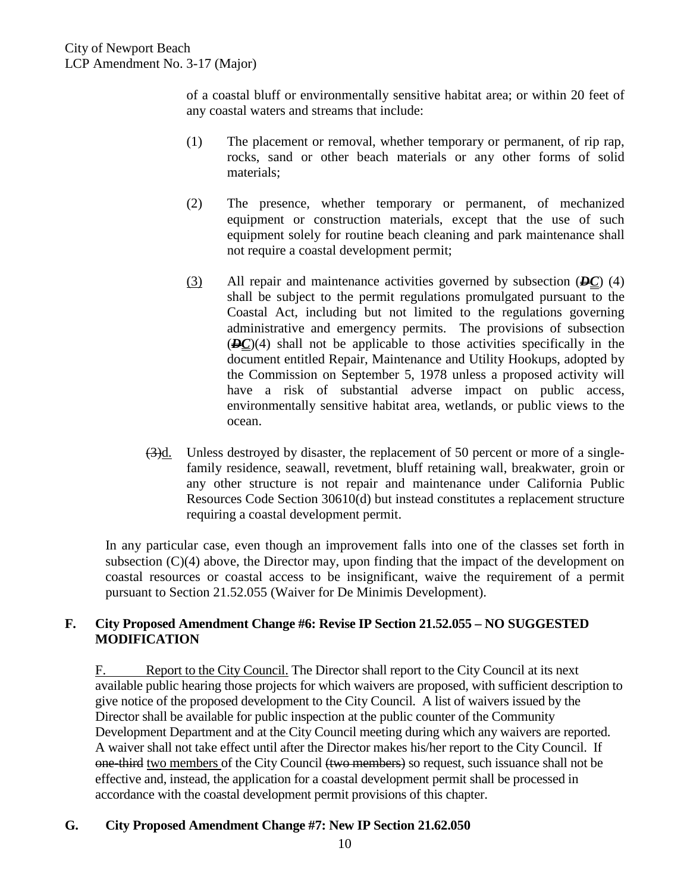of a coastal bluff or environmentally sensitive habitat area; or within 20 feet of any coastal waters and streams that include:

(1) The placement or removal, whether temporary or permanent, of rip rap, rocks, sand or other beach materials or any other forms of solid materials;

(2) The presence, whether temporary or permanent, of mechanized equipment or construction materials, except that the use of such equipment solely for routine beach cleaning and park maintenance shall not require a coastal development permit;

<u>(3)</u> All repair and maintenance activities governed by subsection (~~*D*~~<u>*C*</u>) (4) shall be subject to the permit regulations promulgated pursuant to the Coastal Act, including but not limited to the regulations governing administrative and emergency permits. The provisions of subsection (~~*D*~~<u>*C*</u>)(4) shall not be applicable to those activities specifically in the document entitled Repair, Maintenance and Utility Hookups, adopted by the Commission on September 5, 1978 unless a proposed activity will have a risk of substantial adverse impact on public access, environmentally sensitive habitat area, wetlands, or public views to the ocean.

~~(3)~~<u>d.</u> Unless destroyed by disaster, the replacement of 50 percent or more of a single-family residence, seawall, revetment, bluff retaining wall, breakwater, groin or any other structure is not repair and maintenance under California Public Resources Code Section 30610(d) but instead constitutes a replacement structure requiring a coastal development permit.

In any particular case, even though an improvement falls into one of the classes set forth in subsection (C)(4) above, the Director may, upon finding that the impact of the development on coastal resources or coastal access to be insignificant, waive the requirement of a permit pursuant to Section 21.52.055 (Waiver for De Minimis Development).

## F. City Proposed Amendment Change #6: Revise IP Section 21.52.055 – NO SUGGESTED MODIFICATION

<u>F. Report to the City Council.</u> The Director shall report to the City Council at its next available public hearing those projects for which waivers are proposed, with sufficient description to give notice of the proposed development to the City Council. A list of waivers issued by the Director shall be available for public inspection at the public counter of the Community Development Department and at the City Council meeting during which any waivers are reported. A waiver shall not take effect until after the Director makes his/her report to the City Council. If ~~one-third~~ <u>two members</u> of the City Council ~~(two members)~~ so request, such issuance shall not be effective and, instead, the application for a coastal development permit shall be processed in accordance with the coastal development permit provisions of this chapter.

## G. City Proposed Amendment Change #7: New IP Section 21.62.050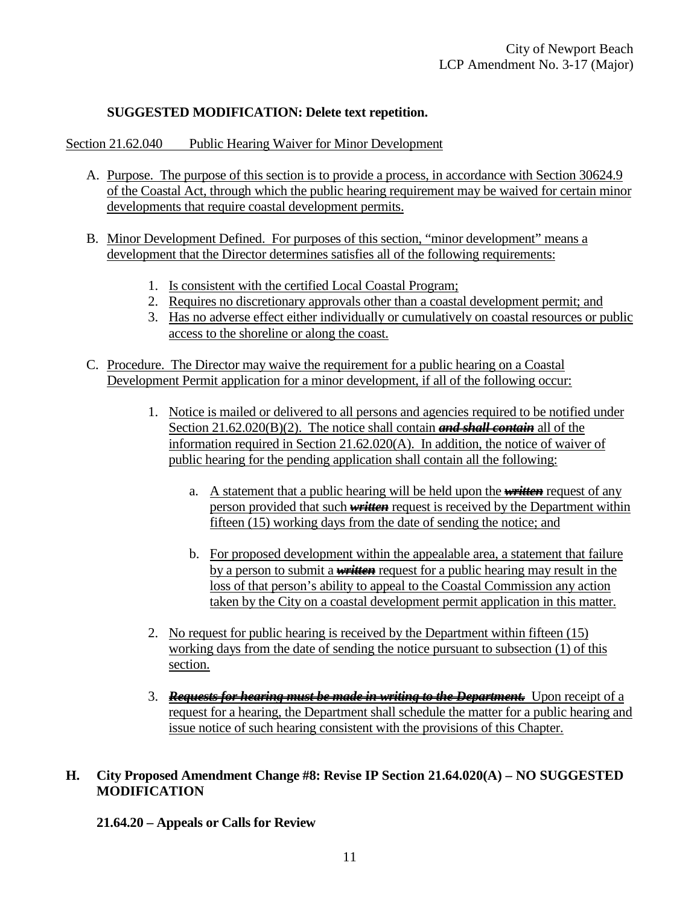**SUGGESTED MODIFICATION: Delete text repetition.**

<u>Section 21.62.040 Public Hearing Waiver for Minor Development</u>

A. <u>Purpose. The purpose of this section is to provide a process, in accordance with Section 30624.9 of the Coastal Act, through which the public hearing requirement may be waived for certain minor developments that require coastal development permits.</u>

B. <u>Minor Development Defined. For purposes of this section, "minor development" means a development that the Director determines satisfies all of the following requirements:</u>

   1. <u>Is consistent with the certified Local Coastal Program;</u>
   2. <u>Requires no discretionary approvals other than a coastal development permit; and</u>
   3. <u>Has no adverse effect either individually or cumulatively on coastal resources or public access to the shoreline or along the coast.</u>

C. <u>Procedure. The Director may waive the requirement for a public hearing on a Coastal Development Permit application for a minor development, if all of the following occur:</u>

   1. <u>Notice is mailed or delivered to all persons and agencies required to be notified under Section 21.62.020(B)(2). The notice shall contain</u> ~~***and shall contain***~~ <u>all of the information required in Section 21.62.020(A). In addition, the notice of waiver of public hearing for the pending application shall contain all the following:</u>

      a. <u>A statement that a public hearing will be held upon the</u> ~~***written***~~ <u>request of any person provided that such</u> ~~***written***~~ <u>request is received by the Department within fifteen (15) working days from the date of sending the notice; and</u>

      b. <u>For proposed development within the appealable area, a statement that failure by a person to submit a</u> ~~***written***~~ <u>request for a public hearing may result in the loss of that person's ability to appeal to the Coastal Commission any action taken by the City on a coastal development permit application in this matter.</u>

   2. <u>No request for public hearing is received by the Department within fifteen (15) working days from the date of sending the notice pursuant to subsection (1) of this section.</u>

   3. ~~***Requests for hearing must be made in writing to the Department.***~~ <u>Upon receipt of a request for a hearing, the Department shall schedule the matter for a public hearing and issue notice of such hearing consistent with the provisions of this Chapter.</u>

## H. City Proposed Amendment Change #8: Revise IP Section 21.64.020(A) – NO SUGGESTED MODIFICATION

**21.64.20 – Appeals or Calls for Review**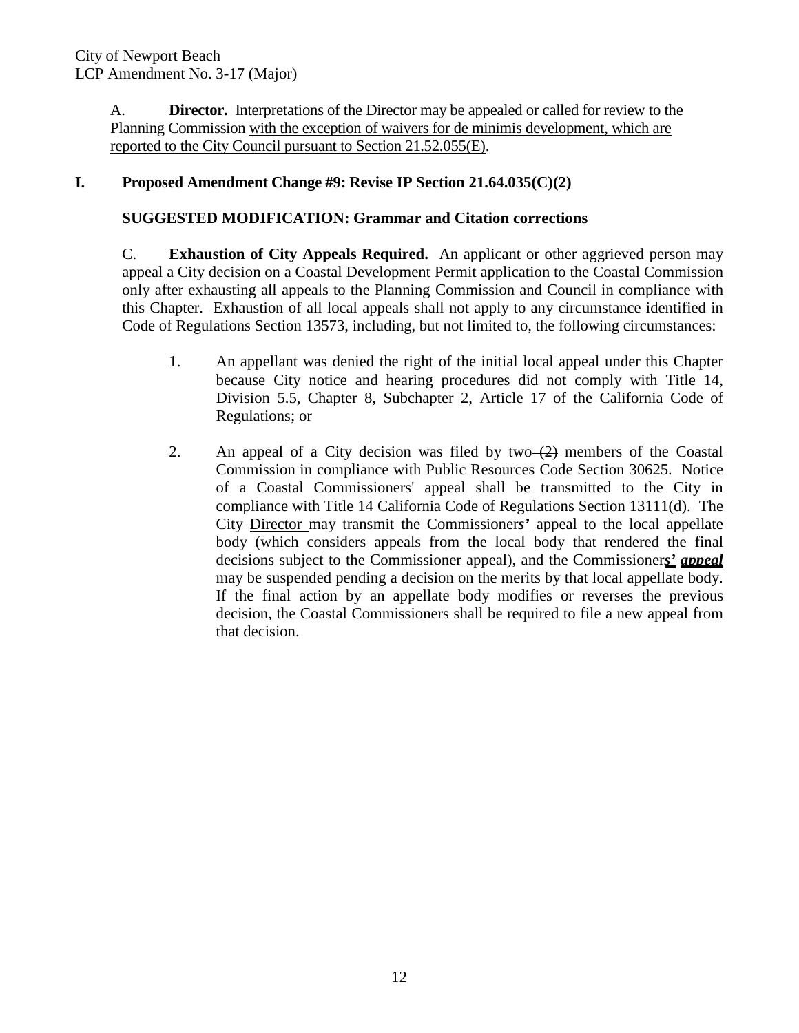A. **Director.** Interpretations of the Director may be appealed or called for review to the Planning Commission <u>with the exception of waivers for de minimis development, which are reported to the City Council pursuant to Section 21.52.055(E)</u>.

## I. Proposed Amendment Change #9: Revise IP Section 21.64.035(C)(2)

### SUGGESTED MODIFICATION: Grammar and Citation corrections

C. **Exhaustion of City Appeals Required.** An applicant or other aggrieved person may appeal a City decision on a Coastal Development Permit application to the Coastal Commission only after exhausting all appeals to the Planning Commission and Council in compliance with this Chapter. Exhaustion of all local appeals shall not apply to any circumstance identified in Code of Regulations Section 13573, including, but not limited to, the following circumstances:

1. An appellant was denied the right of the initial local appeal under this Chapter because City notice and hearing procedures did not comply with Title 14, Division 5.5, Chapter 8, Subchapter 2, Article 17 of the California Code of Regulations; or

2. An appeal of a City decision was filed by two ~~(2)~~ members of the Coastal Commission in compliance with Public Resources Code Section 30625. Notice of a Coastal Commissioners' appeal shall be transmitted to the City in compliance with Title 14 California Code of Regulations Section 13111(d). The ~~City~~ <u>Director</u> may transmit the Commissioner<u>***s'***</u> appeal to the local appellate body (which considers appeals from the local body that rendered the final decisions subject to the Commissioner appeal), and the Commissioner<u>***s'***</u> <u>***appeal***</u> may be suspended pending a decision on the merits by that local appellate body. If the final action by an appellate body modifies or reverses the previous decision, the Coastal Commissioners shall be required to file a new appeal from that decision.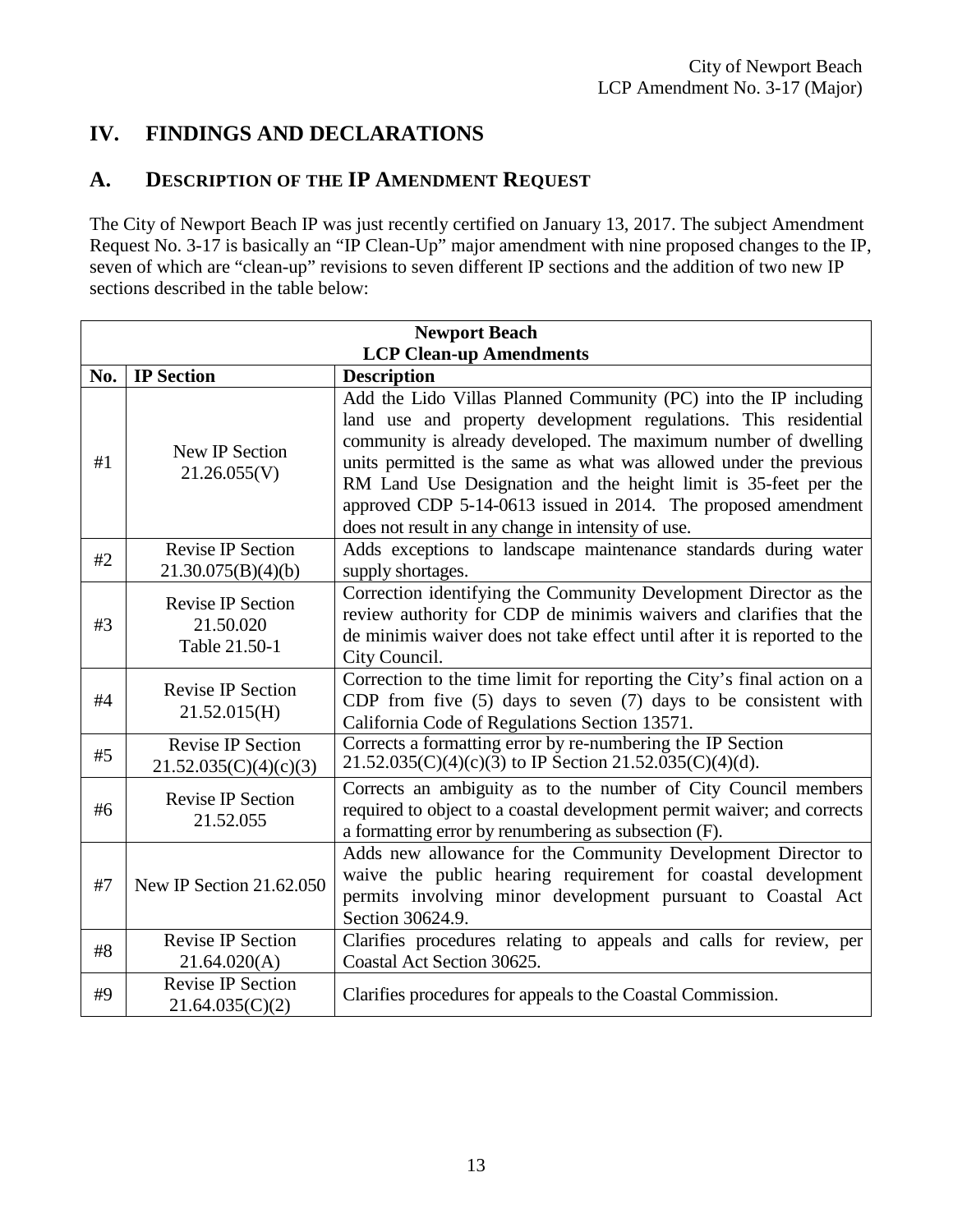# IV. FINDINGS AND DECLARATIONS

## A. DESCRIPTION OF THE IP AMENDMENT REQUEST

The City of Newport Beach IP was just recently certified on January 13, 2017. The subject Amendment Request No. 3-17 is basically an "IP Clean-Up" major amendment with nine proposed changes to the IP, seven of which are "clean-up" revisions to seven different IP sections and the addition of two new IP sections described in the table below:

| **Newport Beach LCP Clean-up Amendments** | | |
|---|---|---|
| **No.** | **IP Section** | **Description** |
| #1 | New IP Section 21.26.055(V) | Add the Lido Villas Planned Community (PC) into the IP including land use and property development regulations. This residential community is already developed. The maximum number of dwelling units permitted is the same as what was allowed under the previous RM Land Use Designation and the height limit is 35-feet per the approved CDP 5-14-0613 issued in 2014. The proposed amendment does not result in any change in intensity of use. |
| #2 | Revise IP Section 21.30.075(B)(4)(b) | Adds exceptions to landscape maintenance standards during water supply shortages. |
| #3 | Revise IP Section 21.50.020 Table 21.50-1 | Correction identifying the Community Development Director as the review authority for CDP de minimis waivers and clarifies that the de minimis waiver does not take effect until after it is reported to the City Council. |
| #4 | Revise IP Section 21.52.015(H) | Correction to the time limit for reporting the City's final action on a CDP from five (5) days to seven (7) days to be consistent with California Code of Regulations Section 13571. |
| #5 | Revise IP Section 21.52.035(C)(4)(c)(3) | Corrects a formatting error by re-numbering the IP Section 21.52.035(C)(4)(c)(3) to IP Section 21.52.035(C)(4)(d). |
| #6 | Revise IP Section 21.52.055 | Corrects an ambiguity as to the number of City Council members required to object to a coastal development permit waiver; and corrects a formatting error by renumbering as subsection (F). |
| #7 | New IP Section 21.62.050 | Adds new allowance for the Community Development Director to waive the public hearing requirement for coastal development permits involving minor development pursuant to Coastal Act Section 30624.9. |
| #8 | Revise IP Section 21.64.020(A) | Clarifies procedures relating to appeals and calls for review, per Coastal Act Section 30625. |
| #9 | Revise IP Section 21.64.035(C)(2) | Clarifies procedures for appeals to the Coastal Commission. |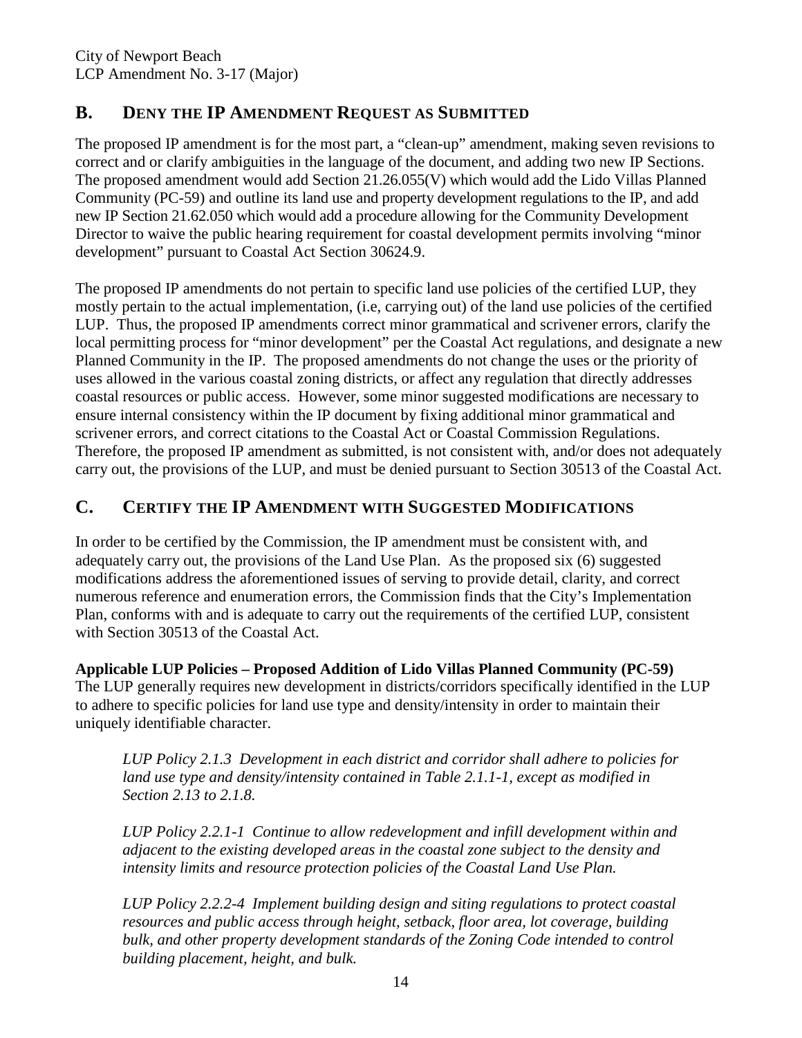## B. DENY THE IP AMENDMENT REQUEST AS SUBMITTED

The proposed IP amendment is for the most part, a "clean-up" amendment, making seven revisions to correct and or clarify ambiguities in the language of the document, and adding two new IP Sections. The proposed amendment would add Section 21.26.055(V) which would add the Lido Villas Planned Community (PC-59) and outline its land use and property development regulations to the IP, and add new IP Section 21.62.050 which would add a procedure allowing for the Community Development Director to waive the public hearing requirement for coastal development permits involving "minor development" pursuant to Coastal Act Section 30624.9.

The proposed IP amendments do not pertain to specific land use policies of the certified LUP, they mostly pertain to the actual implementation, (i.e, carrying out) of the land use policies of the certified LUP. Thus, the proposed IP amendments correct minor grammatical and scrivener errors, clarify the local permitting process for "minor development" per the Coastal Act regulations, and designate a new Planned Community in the IP. The proposed amendments do not change the uses or the priority of uses allowed in the various coastal zoning districts, or affect any regulation that directly addresses coastal resources or public access. However, some minor suggested modifications are necessary to ensure internal consistency within the IP document by fixing additional minor grammatical and scrivener errors, and correct citations to the Coastal Act or Coastal Commission Regulations. Therefore, the proposed IP amendment as submitted, is not consistent with, and/or does not adequately carry out, the provisions of the LUP, and must be denied pursuant to Section 30513 of the Coastal Act.

## C. CERTIFY THE IP AMENDMENT WITH SUGGESTED MODIFICATIONS

In order to be certified by the Commission, the IP amendment must be consistent with, and adequately carry out, the provisions of the Land Use Plan. As the proposed six (6) suggested modifications address the aforementioned issues of serving to provide detail, clarity, and correct numerous reference and enumeration errors, the Commission finds that the City's Implementation Plan, conforms with and is adequate to carry out the requirements of the certified LUP, consistent with Section 30513 of the Coastal Act.

**Applicable LUP Policies – Proposed Addition of Lido Villas Planned Community (PC-59)**
The LUP generally requires new development in districts/corridors specifically identified in the LUP to adhere to specific policies for land use type and density/intensity in order to maintain their uniquely identifiable character.

> *LUP Policy 2.1.3 Development in each district and corridor shall adhere to policies for land use type and density/intensity contained in Table 2.1.1-1, except as modified in Section 2.13 to 2.1.8.*
>
> *LUP Policy 2.2.1-1 Continue to allow redevelopment and infill development within and adjacent to the existing developed areas in the coastal zone subject to the density and intensity limits and resource protection policies of the Coastal Land Use Plan.*
>
> *LUP Policy 2.2.2-4 Implement building design and siting regulations to protect coastal resources and public access through height, setback, floor area, lot coverage, building bulk, and other property development standards of the Zoning Code intended to control building placement, height, and bulk.*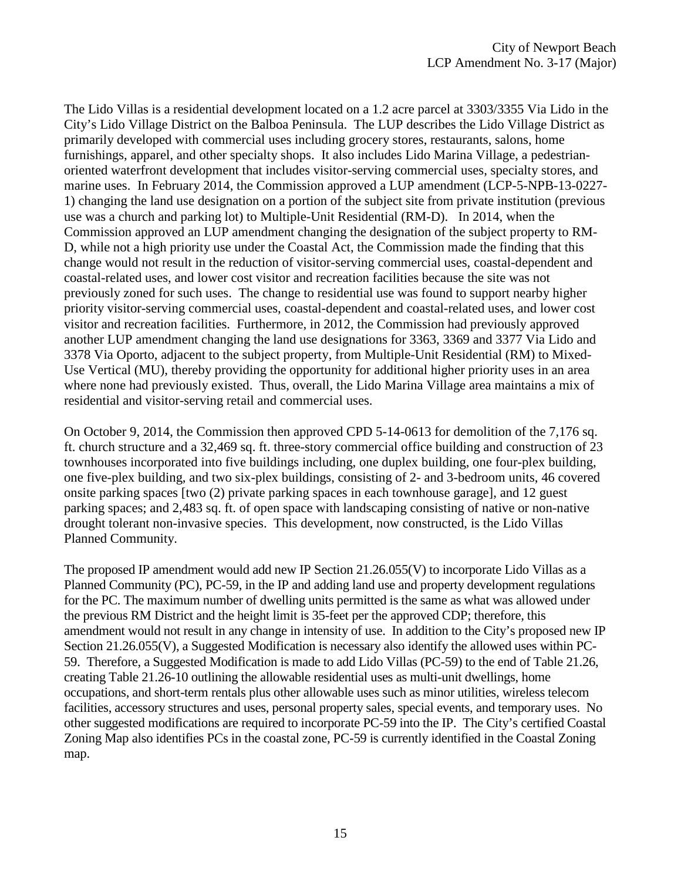The Lido Villas is a residential development located on a 1.2 acre parcel at 3303/3355 Via Lido in the City's Lido Village District on the Balboa Peninsula. The LUP describes the Lido Village District as primarily developed with commercial uses including grocery stores, restaurants, salons, home furnishings, apparel, and other specialty shops. It also includes Lido Marina Village, a pedestrian-oriented waterfront development that includes visitor-serving commercial uses, specialty stores, and marine uses. In February 2014, the Commission approved a LUP amendment (LCP-5-NPB-13-0227-1) changing the land use designation on a portion of the subject site from private institution (previous use was a church and parking lot) to Multiple-Unit Residential (RM-D). In 2014, when the Commission approved an LUP amendment changing the designation of the subject property to RM-D, while not a high priority use under the Coastal Act, the Commission made the finding that this change would not result in the reduction of visitor-serving commercial uses, coastal-dependent and coastal-related uses, and lower cost visitor and recreation facilities because the site was not previously zoned for such uses. The change to residential use was found to support nearby higher priority visitor-serving commercial uses, coastal-dependent and coastal-related uses, and lower cost visitor and recreation facilities. Furthermore, in 2012, the Commission had previously approved another LUP amendment changing the land use designations for 3363, 3369 and 3377 Via Lido and 3378 Via Oporto, adjacent to the subject property, from Multiple-Unit Residential (RM) to Mixed-Use Vertical (MU), thereby providing the opportunity for additional higher priority uses in an area where none had previously existed. Thus, overall, the Lido Marina Village area maintains a mix of residential and visitor-serving retail and commercial uses.

On October 9, 2014, the Commission then approved CPD 5-14-0613 for demolition of the 7,176 sq. ft. church structure and a 32,469 sq. ft. three-story commercial office building and construction of 23 townhouses incorporated into five buildings including, one duplex building, one four-plex building, one five-plex building, and two six-plex buildings, consisting of 2- and 3-bedroom units, 46 covered onsite parking spaces [two (2) private parking spaces in each townhouse garage], and 12 guest parking spaces; and 2,483 sq. ft. of open space with landscaping consisting of native or non-native drought tolerant non-invasive species. This development, now constructed, is the Lido Villas Planned Community.

The proposed IP amendment would add new IP Section 21.26.055(V) to incorporate Lido Villas as a Planned Community (PC), PC-59, in the IP and adding land use and property development regulations for the PC. The maximum number of dwelling units permitted is the same as what was allowed under the previous RM District and the height limit is 35-feet per the approved CDP; therefore, this amendment would not result in any change in intensity of use. In addition to the City's proposed new IP Section 21.26.055(V), a Suggested Modification is necessary also identify the allowed uses within PC-59. Therefore, a Suggested Modification is made to add Lido Villas (PC-59) to the end of Table 21.26, creating Table 21.26-10 outlining the allowable residential uses as multi-unit dwellings, home occupations, and short-term rentals plus other allowable uses such as minor utilities, wireless telecom facilities, accessory structures and uses, personal property sales, special events, and temporary uses. No other suggested modifications are required to incorporate PC-59 into the IP. The City's certified Coastal Zoning Map also identifies PCs in the coastal zone, PC-59 is currently identified in the Coastal Zoning map.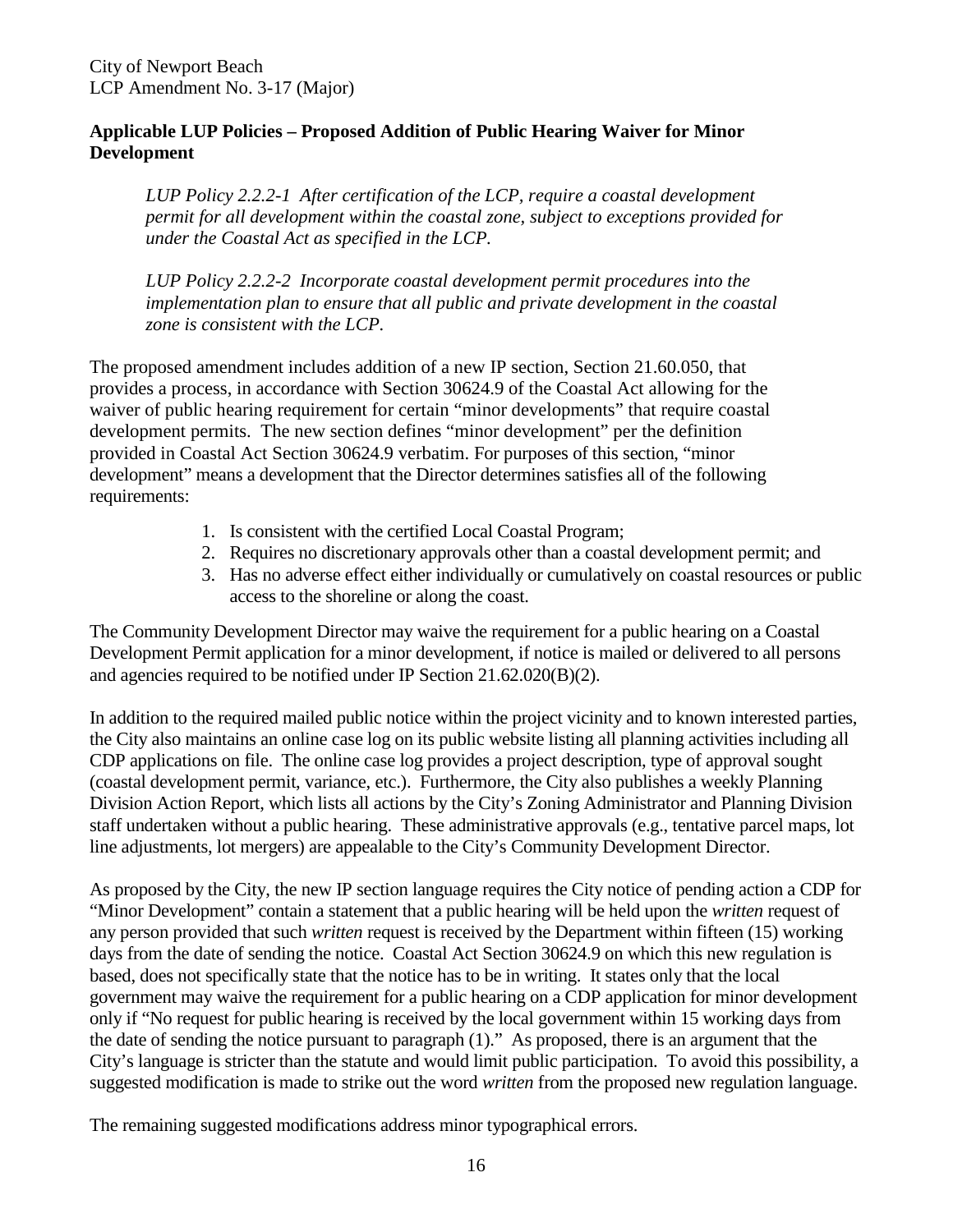**Applicable LUP Policies – Proposed Addition of Public Hearing Waiver for Minor Development**

> *LUP Policy 2.2.2-1 After certification of the LCP, require a coastal development permit for all development within the coastal zone, subject to exceptions provided for under the Coastal Act as specified in the LCP.*
>
> *LUP Policy 2.2.2-2 Incorporate coastal development permit procedures into the implementation plan to ensure that all public and private development in the coastal zone is consistent with the LCP.*

The proposed amendment includes addition of a new IP section, Section 21.60.050, that provides a process, in accordance with Section 30624.9 of the Coastal Act allowing for the waiver of public hearing requirement for certain "minor developments" that require coastal development permits. The new section defines "minor development" per the definition provided in Coastal Act Section 30624.9 verbatim. For purposes of this section, "minor development" means a development that the Director determines satisfies all of the following requirements:

1. Is consistent with the certified Local Coastal Program;
2. Requires no discretionary approvals other than a coastal development permit; and
3. Has no adverse effect either individually or cumulatively on coastal resources or public access to the shoreline or along the coast.

The Community Development Director may waive the requirement for a public hearing on a Coastal Development Permit application for a minor development, if notice is mailed or delivered to all persons and agencies required to be notified under IP Section 21.62.020(B)(2).

In addition to the required mailed public notice within the project vicinity and to known interested parties, the City also maintains an online case log on its public website listing all planning activities including all CDP applications on file. The online case log provides a project description, type of approval sought (coastal development permit, variance, etc.). Furthermore, the City also publishes a weekly Planning Division Action Report, which lists all actions by the City's Zoning Administrator and Planning Division staff undertaken without a public hearing. These administrative approvals (e.g., tentative parcel maps, lot line adjustments, lot mergers) are appealable to the City's Community Development Director.

As proposed by the City, the new IP section language requires the City notice of pending action a CDP for "Minor Development" contain a statement that a public hearing will be held upon the *written* request of any person provided that such *written* request is received by the Department within fifteen (15) working days from the date of sending the notice. Coastal Act Section 30624.9 on which this new regulation is based, does not specifically state that the notice has to be in writing. It states only that the local government may waive the requirement for a public hearing on a CDP application for minor development only if "No request for public hearing is received by the local government within 15 working days from the date of sending the notice pursuant to paragraph (1)." As proposed, there is an argument that the City's language is stricter than the statute and would limit public participation. To avoid this possibility, a suggested modification is made to strike out the word *written* from the proposed new regulation language.

The remaining suggested modifications address minor typographical errors.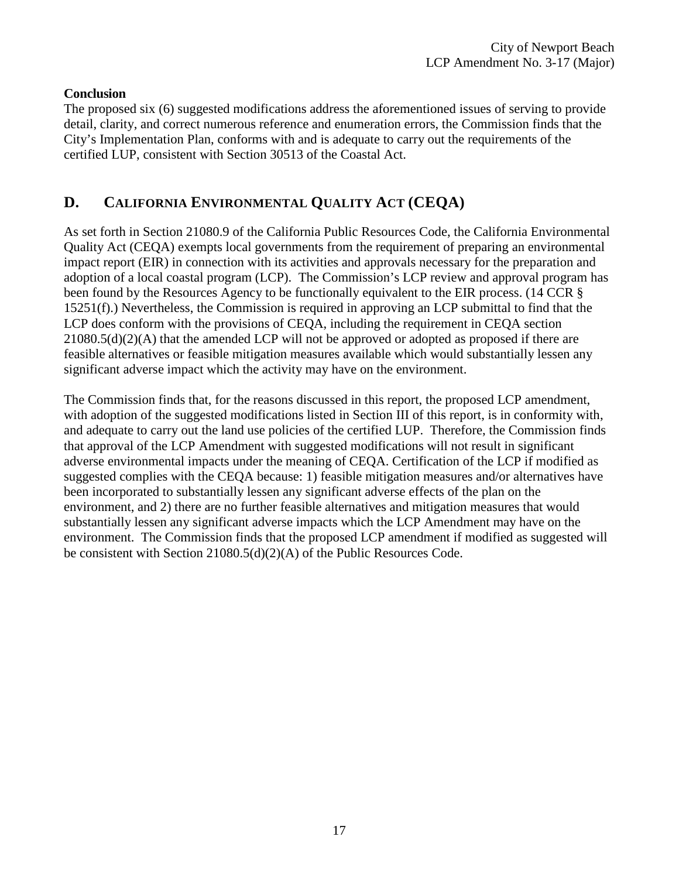**Conclusion**

The proposed six (6) suggested modifications address the aforementioned issues of serving to provide detail, clarity, and correct numerous reference and enumeration errors, the Commission finds that the City's Implementation Plan, conforms with and is adequate to carry out the requirements of the certified LUP, consistent with Section 30513 of the Coastal Act.

## D. CALIFORNIA ENVIRONMENTAL QUALITY ACT (CEQA)

As set forth in Section 21080.9 of the California Public Resources Code, the California Environmental Quality Act (CEQA) exempts local governments from the requirement of preparing an environmental impact report (EIR) in connection with its activities and approvals necessary for the preparation and adoption of a local coastal program (LCP). The Commission's LCP review and approval program has been found by the Resources Agency to be functionally equivalent to the EIR process. (14 CCR § 15251(f).) Nevertheless, the Commission is required in approving an LCP submittal to find that the LCP does conform with the provisions of CEQA, including the requirement in CEQA section 21080.5(d)(2)(A) that the amended LCP will not be approved or adopted as proposed if there are feasible alternatives or feasible mitigation measures available which would substantially lessen any significant adverse impact which the activity may have on the environment.

The Commission finds that, for the reasons discussed in this report, the proposed LCP amendment, with adoption of the suggested modifications listed in Section III of this report, is in conformity with, and adequate to carry out the land use policies of the certified LUP. Therefore, the Commission finds that approval of the LCP Amendment with suggested modifications will not result in significant adverse environmental impacts under the meaning of CEQA. Certification of the LCP if modified as suggested complies with the CEQA because: 1) feasible mitigation measures and/or alternatives have been incorporated to substantially lessen any significant adverse effects of the plan on the environment, and 2) there are no further feasible alternatives and mitigation measures that would substantially lessen any significant adverse impacts which the LCP Amendment may have on the environment. The Commission finds that the proposed LCP amendment if modified as suggested will be consistent with Section 21080.5(d)(2)(A) of the Public Resources Code.